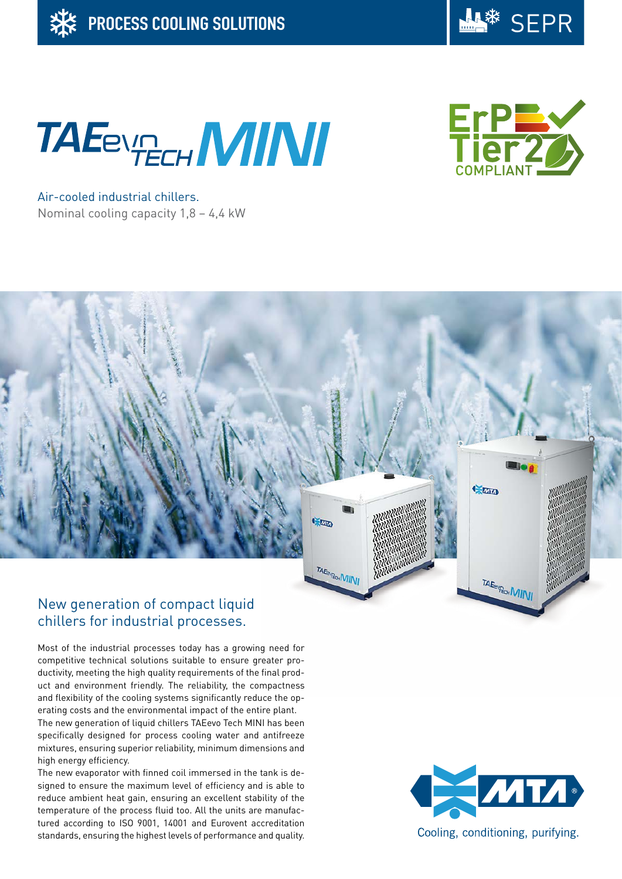PROCESS COOLING SOLUTIONS

SEPR

# TAEevo TECH MINI

ErP Tier 2 COMPLIANT

Air-cooled industrial chillers.
Nominal cooling capacity 1,8 – 4,4 kW

## New generation of compact liquid chillers for industrial processes.

Most of the industrial processes today has a growing need for competitive technical solutions suitable to ensure greater productivity, meeting the high quality requirements of the final product and environment friendly. The reliability, the compactness and flexibility of the cooling systems significantly reduce the operating costs and the environmental impact of the entire plant.
The new generation of liquid chillers TAEevo Tech MINI has been specifically designed for process cooling water and antifreeze mixtures, ensuring superior reliability, minimum dimensions and high energy efficiency.
The new evaporator with finned coil immersed in the tank is designed to ensure the maximum level of efficiency and is able to reduce ambient heat gain, ensuring an excellent stability of the temperature of the process fluid too. All the units are manufactured according to ISO 9001, 14001 and Eurovent accreditation standards, ensuring the highest levels of performance and quality.

MTA®
Cooling, conditioning, purifying.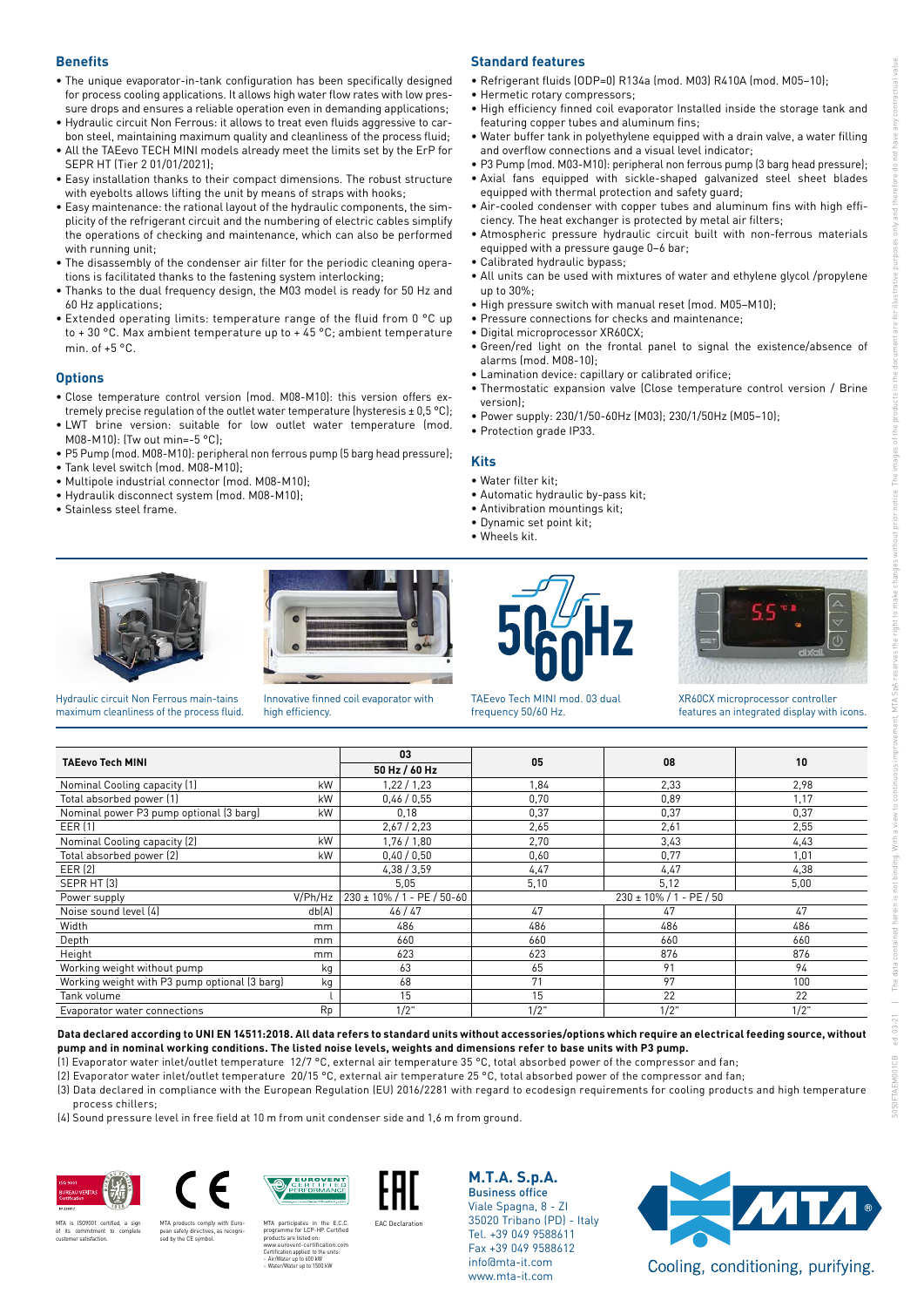## Benefits

- The unique evaporator-in-tank configuration has been specifically designed for process cooling applications. It allows high water flow rates with low pressure drops and ensures a reliable operation even in demanding applications;
- Hydraulic circuit Non Ferrous: it allows to treat even fluids aggressive to carbon steel, maintaining maximum quality and cleanliness of the process fluid;
- All the TAEevo TECH MINI models already meet the limits set by the ErP for SEPR HT (Tier 2 01/01/2021);
- Easy installation thanks to their compact dimensions. The robust structure with eyebolts allows lifting the unit by means of straps with hooks;
- Easy maintenance: the rational layout of the hydraulic components, the simplicity of the refrigerant circuit and the numbering of electric cables simplify the operations of checking and maintenance, which can also be performed with running unit;
- The disassembly of the condenser air filter for the periodic cleaning operations is facilitated thanks to the fastening system interlocking;
- Thanks to the dual frequency design, the M03 model is ready for 50 Hz and 60 Hz applications;
- Extended operating limits: temperature range of the fluid from 0 °C up to + 30 °C. Max ambient temperature up to + 45 °C; ambient temperature min. of +5 °C.

## Options

- Close temperature control version (mod. M08-M10): this version offers extremely precise regulation of the outlet water temperature (hysteresis ± 0,5 °C);
- LWT brine version: suitable for low outlet water temperature (mod. M08-M10): (Tw out min=-5 °C);
- P5 Pump (mod. M08-M10): peripheral non ferrous pump (5 barg head pressure);
- Tank level switch (mod. M08-M10);
- Multipole industrial connector (mod. M08-M10);
- Hydraulik disconnect system (mod. M08-M10);
- Stainless steel frame.

## Standard features

- Refrigerant fluids (ODP=0) R134a (mod. M03) R410A (mod. M05–10);
- Hermetic rotary compressors;
- High efficiency finned coil evaporator Installed inside the storage tank and featuring copper tubes and aluminum fins;
- Water buffer tank in polyethylene equipped with a drain valve, a water filling and overflow connections and a visual level indicator;
- P3 Pump (mod. M03-M10): peripheral non ferrous pump (3 barg head pressure);
- Axial fans equipped with sickle-shaped galvanized steel sheet blades equipped with thermal protection and safety guard;
- Air-cooled condenser with copper tubes and aluminum fins with high efficiency. The heat exchanger is protected by metal air filters;
- Atmospheric pressure hydraulic circuit built with non-ferrous materials equipped with a pressure gauge 0–6 bar;
- Calibrated hydraulic bypass;
- All units can be used with mixtures of water and ethylene glycol /propylene up to 30%;
- High pressure switch with manual reset (mod. M05–M10);
- Pressure connections for checks and maintenance;
- Digital microprocessor XR60CX;
- Green/red light on the frontal panel to signal the existence/absence of alarms (mod. M08-10);
- Lamination device: capillary or calibrated orifice;
- Thermostatic expansion valve (Close temperature control version / Brine version);
- Power supply: 230/1/50-60Hz (M03); 230/1/50Hz (M05–10);
- Protection grade IP33.

## Kits

- Water filter kit;
- Automatic hydraulic by-pass kit;
- Antivibration mountings kit;
- Dynamic set point kit;
- Wheels kit.

Hydraulic circuit Non Ferrous main-tains maximum cleanliness of the process fluid.

Innovative finned coil evaporator with high efficiency.

TAEevo Tech MINI mod. 03 dual frequency 50/60 Hz.

XR60CX microprocessor controller features an integrated display with icons.

| TAEevo Tech MINI | | 03 | 05 | 08 | 10 |
|---|---|---|---|---|---|
| | | 50 Hz / 60 Hz | | | |
| Nominal Cooling capacity (1) | kW | 1,22 / 1,23 | 1,84 | 2,33 | 2,98 |
| Total absorbed power (1) | kW | 0,46 / 0,55 | 0,70 | 0,89 | 1,17 |
| Nominal power P3 pump optional (3 barg) | kW | 0,18 | 0,37 | 0,37 | 0,37 |
| EER (1) | | 2,67 / 2,23 | 2,65 | 2,61 | 2,55 |
| Nominal Cooling capacity (2) | kW | 1,76 / 1,80 | 2,70 | 3,43 | 4,43 |
| Total absorbed power (2) | kW | 0,40 / 0,50 | 0,60 | 0,77 | 1,01 |
| EER (2) | | 4,38 / 3,59 | 4,47 | 4,47 | 4,38 |
| SEPR HT (3) | | 5,05 | 5,10 | 5,12 | 5,00 |
| Power supply | V/Ph/Hz | 230 ± 10% / 1 - PE / 50-60 | 230 ± 10% / 1 - PE / 50 | | |
| Noise sound level (4) | db(A) | 46 / 47 | 47 | 47 | 47 |
| Width | mm | 486 | 486 | 486 | 486 |
| Depth | mm | 660 | 660 | 660 | 660 |
| Height | mm | 623 | 623 | 876 | 876 |
| Working weight without pump | kg | 63 | 65 | 91 | 94 |
| Working weight with P3 pump optional (3 barg) | kg | 68 | 71 | 97 | 100 |
| Tank volume | l | 15 | 15 | 22 | 22 |
| Evaporator water connections | Rp | 1/2" | 1/2" | 1/2" | 1/2" |

**Data declared according to UNI EN 14511:2018. All data refers to standard units without accessories/options which require an electrical feeding source, without pump and in nominal working conditions. The listed noise levels, weights and dimensions refer to base units with P3 pump.**

(1) Evaporator water inlet/outlet temperature 12/7 °C, external air temperature 35 °C, total absorbed power of the compressor and fan;

(2) Evaporator water inlet/outlet temperature 20/15 °C, external air temperature 25 °C, total absorbed power of the compressor and fan;

(3) Data declared in compliance with the European Regulation (EU) 2016/2281 with regard to ecodesign requirements for cooling products and high temperature process chillers;

(4) Sound pressure level in free field at 10 m from unit condenser side and 1,6 m from ground.

MTA is ISO9001 certified, a sign of its commitment to complete customer satisfaction.

MTA products comply with European safety directives, as recognised by the CE symbol.

MTA participates in the E.C.C. programme for LCP-HP. Certified products are listed on: www.eurovent-certification.com Certification applied to the units: - Air/Water up to 600 kW - Water/Water up to 1500 kW

EAC Declaration

**M.T.A. S.p.A.**
Business office
Viale Spagna, 8 - ZI
35020 Tribano (PD) - Italy
Tel. +39 049 9588611
Fax +39 049 9588612
info@mta-it.com
www.mta-it.com

Cooling, conditioning, purifying.

The data contained herein is not binding. With a view to continuous improvement, MTA SpA reserves the right to make changes without prior notice. The images of the products in the document are for illustrative purposes only and therefore do not have any contractual value.